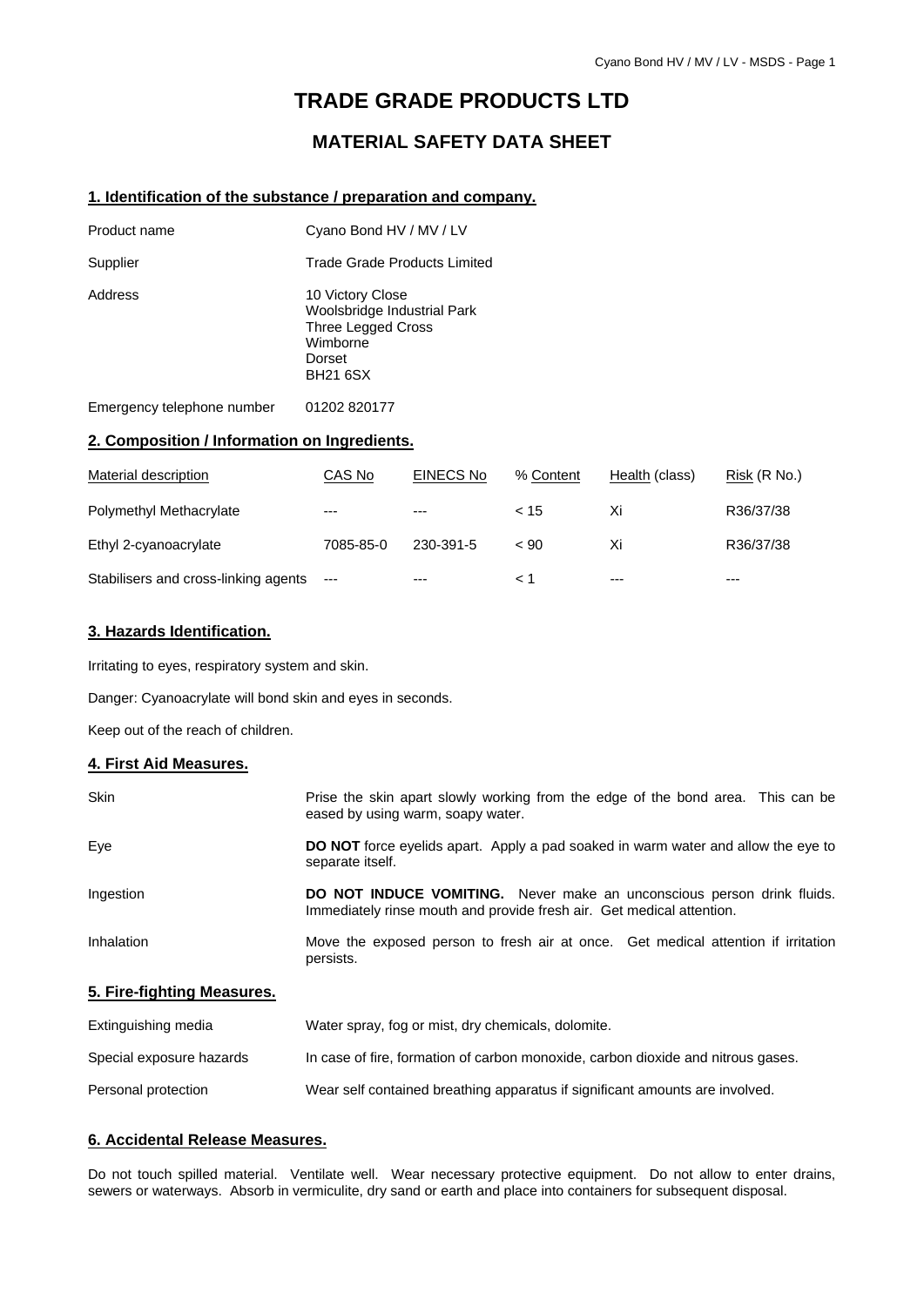# TRADE GRADE PRODUCTS LTD

## MATERIAL SAFETY DATA SHEET

### 1. Identification of the substance / preparation and company.

| | |
|---|---|
| Product name | Cyano Bond HV / MV / LV |
| Supplier | Trade Grade Products Limited |
| Address | 10 Victory Close<br>Woolsbridge Industrial Park<br>Three Legged Cross<br>Wimborne<br>Dorset<br>BH21 6SX |
| Emergency telephone number | 01202 820177 |

### 2. Composition / Information on Ingredients.

| Material description | CAS No | EINECS No | % Content | Health (class) | Risk (R No.) |
|---|---|---|---|---|---|
| Polymethyl Methacrylate | --- | --- | < 15 | Xi | R36/37/38 |
| Ethyl 2-cyanoacrylate | 7085-85-0 | 230-391-5 | < 90 | Xi | R36/37/38 |
| Stabilisers and cross-linking agents | --- | --- | < 1 | --- | --- |

### 3. Hazards Identification.

Irritating to eyes, respiratory system and skin.

Danger: Cyanoacrylate will bond skin and eyes in seconds.

Keep out of the reach of children.

### 4. First Aid Measures.

| | |
|---|---|
| Skin | Prise the skin apart slowly working from the edge of the bond area. This can be eased by using warm, soapy water. |
| Eye | **DO NOT** force eyelids apart. Apply a pad soaked in warm water and allow the eye to separate itself. |
| Ingestion | **DO NOT INDUCE VOMITING.** Never make an unconscious person drink fluids. Immediately rinse mouth and provide fresh air. Get medical attention. |
| Inhalation | Move the exposed person to fresh air at once. Get medical attention if irritation persists. |

### 5. Fire-fighting Measures.

| | |
|---|---|
| Extinguishing media | Water spray, fog or mist, dry chemicals, dolomite. |
| Special exposure hazards | In case of fire, formation of carbon monoxide, carbon dioxide and nitrous gases. |
| Personal protection | Wear self contained breathing apparatus if significant amounts are involved. |

### 6. Accidental Release Measures.

Do not touch spilled material. Ventilate well. Wear necessary protective equipment. Do not allow to enter drains, sewers or waterways. Absorb in vermiculite, dry sand or earth and place into containers for subsequent disposal.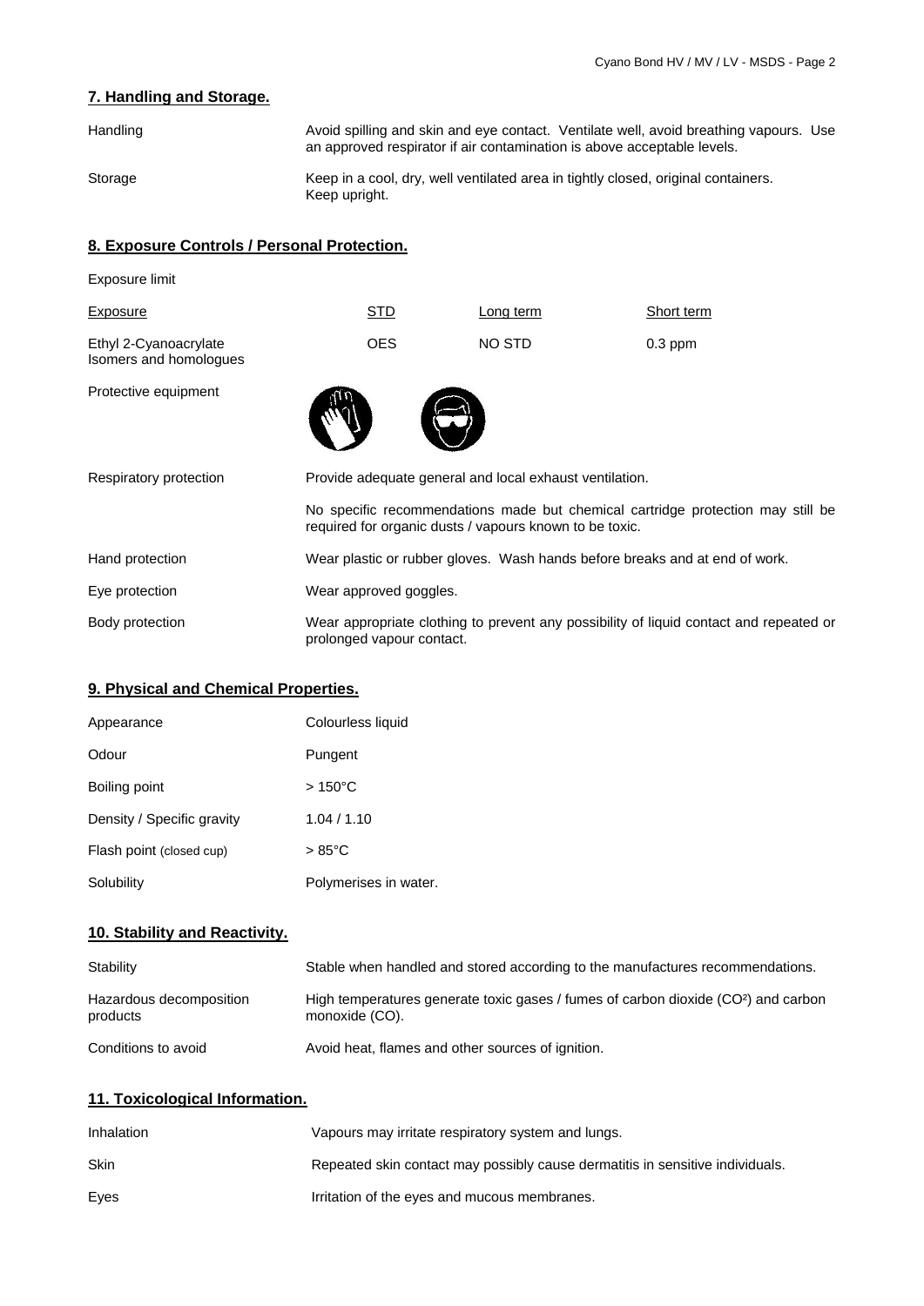## 7. Handling and Storage.

| | |
|---|---|
| Handling | Avoid spilling and skin and eye contact. Ventilate well, avoid breathing vapours. Use an approved respirator if air contamination is above acceptable levels. |
| Storage | Keep in a cool, dry, well ventilated area in tightly closed, original containers. Keep upright. |

## 8. Exposure Controls / Personal Protection.

Exposure limit

| Exposure | STD | Long term | Short term |
|---|---|---|---|
| Ethyl 2-Cyanoacrylate Isomers and homologues | OES | NO STD | 0.3 ppm |

Protective equipment

| | |
|---|---|
| Respiratory protection | Provide adequate general and local exhaust ventilation.<br>No specific recommendations made but chemical cartridge protection may still be required for organic dusts / vapours known to be toxic. |
| Hand protection | Wear plastic or rubber gloves. Wash hands before breaks and at end of work. |
| Eye protection | Wear approved goggles. |
| Body protection | Wear appropriate clothing to prevent any possibility of liquid contact and repeated or prolonged vapour contact. |

## 9. Physical and Chemical Properties.

| | |
|---|---|
| Appearance | Colourless liquid |
| Odour | Pungent |
| Boiling point | > 150°C |
| Density / Specific gravity | 1.04 / 1.10 |
| Flash point (closed cup) | > 85°C |
| Solubility | Polymerises in water. |

## 10. Stability and Reactivity.

| | |
|---|---|
| Stability | Stable when handled and stored according to the manufactures recommendations. |
| Hazardous decomposition products | High temperatures generate toxic gases / fumes of carbon dioxide ($CO^2$) and carbon monoxide (CO). |
| Conditions to avoid | Avoid heat, flames and other sources of ignition. |

## 11. Toxicological Information.

| | |
|---|---|
| Inhalation | Vapours may irritate respiratory system and lungs. |
| Skin | Repeated skin contact may possibly cause dermatitis in sensitive individuals. |
| Eyes | Irritation of the eyes and mucous membranes. |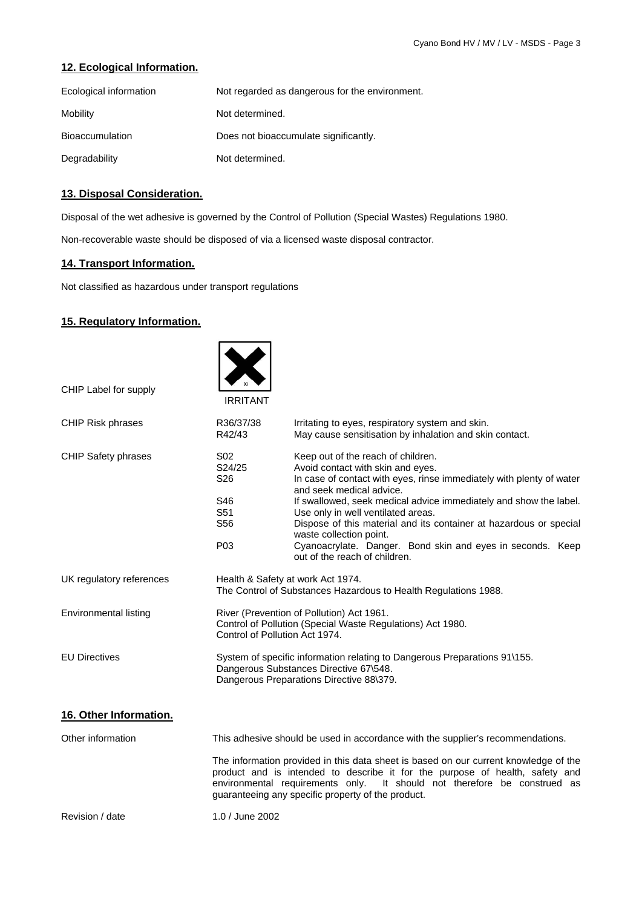## 12. Ecological Information.

| | |
|---|---|
| Ecological information | Not regarded as dangerous for the environment. |
| Mobility | Not determined. |
| Bioaccumulation | Does not bioaccumulate significantly. |
| Degradability | Not determined. |

## 13. Disposal Consideration.

Disposal of the wet adhesive is governed by the Control of Pollution (Special Wastes) Regulations 1980.

Non-recoverable waste should be disposed of via a licensed waste disposal contractor.

## 14. Transport Information.

Not classified as hazardous under transport regulations

## 15. Regulatory Information.

| | | |
|---|---|---|
| CHIP Label for supply | Xi IRRITANT | |
| CHIP Risk phrases | R36/37/38 | Irritating to eyes, respiratory system and skin. |
| | R42/43 | May cause sensitisation by inhalation and skin contact. |
| CHIP Safety phrases | S02 | Keep out of the reach of children. |
| | S24/25 | Avoid contact with skin and eyes. |
| | S26 | In case of contact with eyes, rinse immediately with plenty of water and seek medical advice. |
| | S46 | If swallowed, seek medical advice immediately and show the label. |
| | S51 | Use only in well ventilated areas. |
| | S56 | Dispose of this material and its container at hazardous or special waste collection point. |
| | P03 | Cyanoacrylate. Danger. Bond skin and eyes in seconds. Keep out of the reach of children. |
| UK regulatory references | Health & Safety at work Act 1974.<br>The Control of Substances Hazardous to Health Regulations 1988. | |
| Environmental listing | River (Prevention of Pollution) Act 1961.<br>Control of Pollution (Special Waste Regulations) Act 1980.<br>Control of Pollution Act 1974. | |
| EU Directives | System of specific information relating to Dangerous Preparations 91\155.<br>Dangerous Substances Directive 67\548.<br>Dangerous Preparations Directive 88\379. | |

## 16. Other Information.

| | |
|---|---|
| Other information | This adhesive should be used in accordance with the supplier's recommendations.<br><br>The information provided in this data sheet is based on our current knowledge of the product and is intended to describe it for the purpose of health, safety and environmental requirements only. It should not therefore be construed as guaranteeing any specific property of the product. |
| Revision / date | 1.0 / June 2002 |